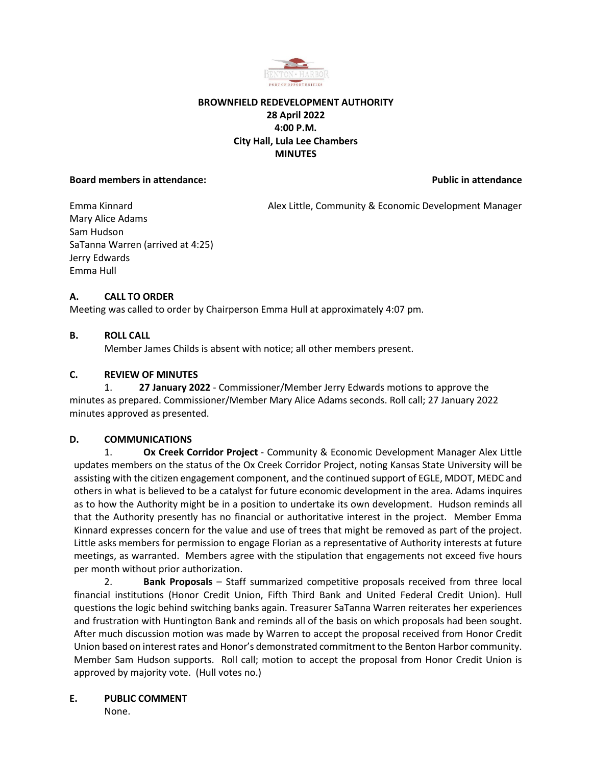**BROWNFIELD REDEVELOPMENT AUTHORITY**
**28 April 2022**
**4:00 P.M.**
**City Hall, Lula Lee Chambers**
**MINUTES**

**Board members in attendance:** **Public in attendance**

Emma Kinnard — Alex Little, Community & Economic Development Manager
Mary Alice Adams
Sam Hudson
SaTanna Warren (arrived at 4:25)
Jerry Edwards
Emma Hull

## A. CALL TO ORDER

Meeting was called to order by Chairperson Emma Hull at approximately 4:07 pm.

## B. ROLL CALL

Member James Childs is absent with notice; all other members present.

## C. REVIEW OF MINUTES

1. **27 January 2022** - Commissioner/Member Jerry Edwards motions to approve the minutes as prepared. Commissioner/Member Mary Alice Adams seconds. Roll call; 27 January 2022 minutes approved as presented.

## D. COMMUNICATIONS

1. **Ox Creek Corridor Project** - Community & Economic Development Manager Alex Little updates members on the status of the Ox Creek Corridor Project, noting Kansas State University will be assisting with the citizen engagement component, and the continued support of EGLE, MDOT, MEDC and others in what is believed to be a catalyst for future economic development in the area. Adams inquires as to how the Authority might be in a position to undertake its own development. Hudson reminds all that the Authority presently has no financial or authoritative interest in the project. Member Emma Kinnard expresses concern for the value and use of trees that might be removed as part of the project. Little asks members for permission to engage Florian as a representative of Authority interests at future meetings, as warranted. Members agree with the stipulation that engagements not exceed five hours per month without prior authorization.

2. **Bank Proposals** – Staff summarized competitive proposals received from three local financial institutions (Honor Credit Union, Fifth Third Bank and United Federal Credit Union). Hull questions the logic behind switching banks again. Treasurer SaTanna Warren reiterates her experiences and frustration with Huntington Bank and reminds all of the basis on which proposals had been sought. After much discussion motion was made by Warren to accept the proposal received from Honor Credit Union based on interest rates and Honor's demonstrated commitment to the Benton Harbor community. Member Sam Hudson supports. Roll call; motion to accept the proposal from Honor Credit Union is approved by majority vote. (Hull votes no.)

## E. PUBLIC COMMENT

None.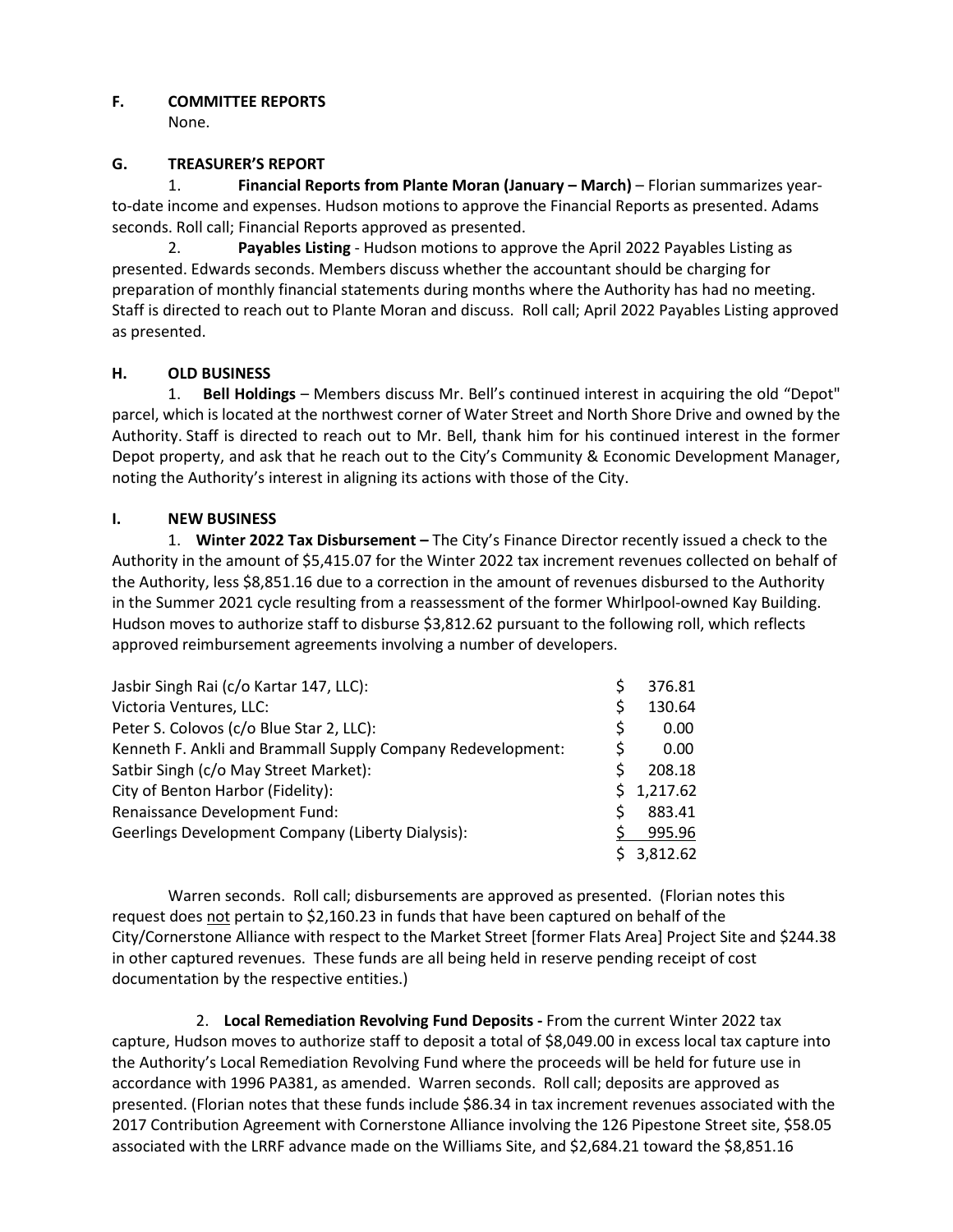## F. COMMITTEE REPORTS

None.

## G. TREASURER'S REPORT

1. **Financial Reports from Plante Moran (January – March)** – Florian summarizes year-to-date income and expenses. Hudson motions to approve the Financial Reports as presented. Adams seconds. Roll call; Financial Reports approved as presented.

2. **Payables Listing** - Hudson motions to approve the April 2022 Payables Listing as presented. Edwards seconds. Members discuss whether the accountant should be charging for preparation of monthly financial statements during months where the Authority has had no meeting. Staff is directed to reach out to Plante Moran and discuss. Roll call; April 2022 Payables Listing approved as presented.

## H. OLD BUSINESS

1. **Bell Holdings** – Members discuss Mr. Bell's continued interest in acquiring the old "Depot" parcel, which is located at the northwest corner of Water Street and North Shore Drive and owned by the Authority. Staff is directed to reach out to Mr. Bell, thank him for his continued interest in the former Depot property, and ask that he reach out to the City's Community & Economic Development Manager, noting the Authority's interest in aligning its actions with those of the City.

## I. NEW BUSINESS

1. **Winter 2022 Tax Disbursement –** The City's Finance Director recently issued a check to the Authority in the amount of $5,415.07 for the Winter 2022 tax increment revenues collected on behalf of the Authority, less $8,851.16 due to a correction in the amount of revenues disbursed to the Authority in the Summer 2021 cycle resulting from a reassessment of the former Whirlpool-owned Kay Building. Hudson moves to authorize staff to disburse $3,812.62 pursuant to the following roll, which reflects approved reimbursement agreements involving a number of developers.

| | |
|---|---|
| Jasbir Singh Rai (c/o Kartar 147, LLC): | $ 376.81 |
| Victoria Ventures, LLC: | $ 130.64 |
| Peter S. Colovos (c/o Blue Star 2, LLC): | $ 0.00 |
| Kenneth F. Ankli and Brammall Supply Company Redevelopment: | $ 0.00 |
| Satbir Singh (c/o May Street Market): | $ 208.18 |
| City of Benton Harbor (Fidelity): | $ 1,217.62 |
| Renaissance Development Fund: | $ 883.41 |
| Geerlings Development Company (Liberty Dialysis): | $ 995.96 |
| | $ 3,812.62 |

Warren seconds. Roll call; disbursements are approved as presented. (Florian notes this request does not pertain to $2,160.23 in funds that have been captured on behalf of the City/Cornerstone Alliance with respect to the Market Street [former Flats Area] Project Site and $244.38 in other captured revenues. These funds are all being held in reserve pending receipt of cost documentation by the respective entities.)

2. **Local Remediation Revolving Fund Deposits -** From the current Winter 2022 tax capture, Hudson moves to authorize staff to deposit a total of $8,049.00 in excess local tax capture into the Authority's Local Remediation Revolving Fund where the proceeds will be held for future use in accordance with 1996 PA381, as amended. Warren seconds. Roll call; deposits are approved as presented. (Florian notes that these funds include $86.34 in tax increment revenues associated with the 2017 Contribution Agreement with Cornerstone Alliance involving the 126 Pipestone Street site, $58.05 associated with the LRRF advance made on the Williams Site, and $2,684.21 toward the $8,851.16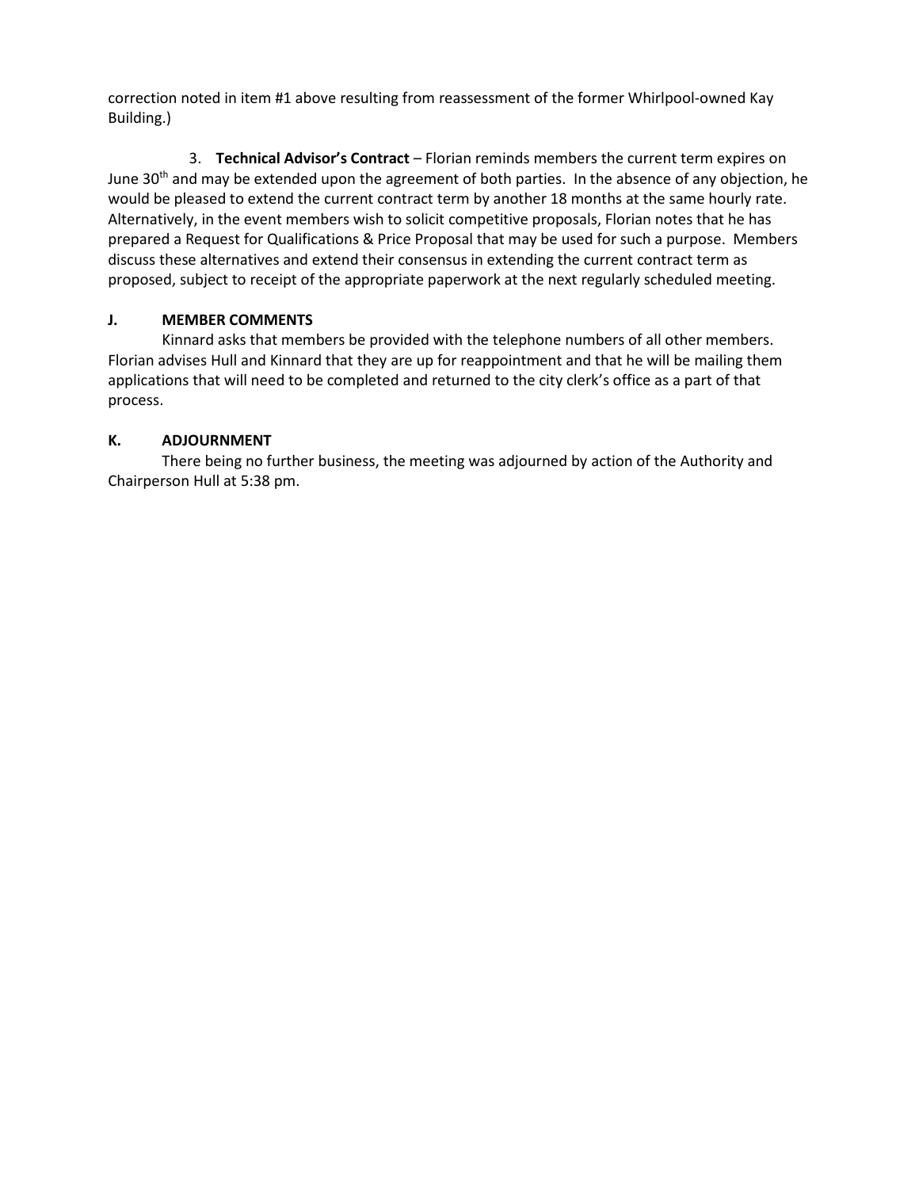correction noted in item #1 above resulting from reassessment of the former Whirlpool-owned Kay Building.)

3. **Technical Advisor's Contract** – Florian reminds members the current term expires on June 30th and may be extended upon the agreement of both parties. In the absence of any objection, he would be pleased to extend the current contract term by another 18 months at the same hourly rate. Alternatively, in the event members wish to solicit competitive proposals, Florian notes that he has prepared a Request for Qualifications & Price Proposal that may be used for such a purpose. Members discuss these alternatives and extend their consensus in extending the current contract term as proposed, subject to receipt of the appropriate paperwork at the next regularly scheduled meeting.

## J. MEMBER COMMENTS

Kinnard asks that members be provided with the telephone numbers of all other members. Florian advises Hull and Kinnard that they are up for reappointment and that he will be mailing them applications that will need to be completed and returned to the city clerk's office as a part of that process.

## K. ADJOURNMENT

There being no further business, the meeting was adjourned by action of the Authority and Chairperson Hull at 5:38 pm.